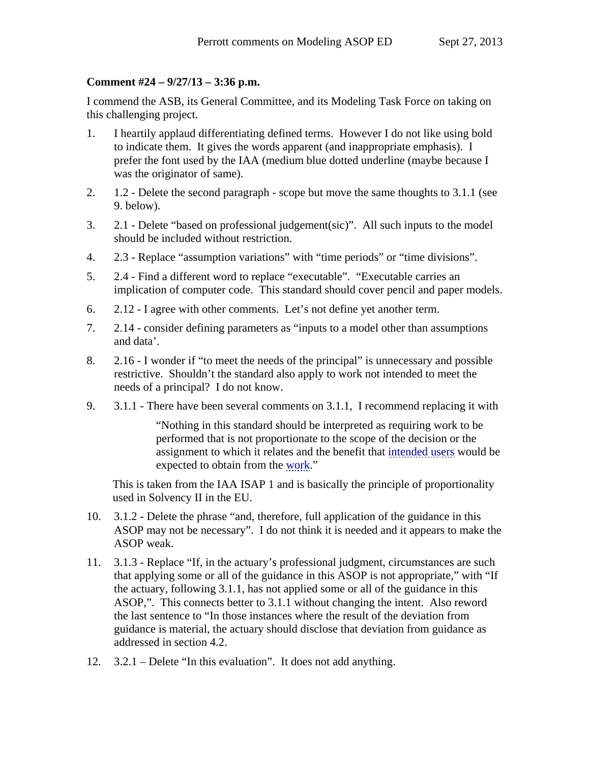**Comment #24 – 9/27/13 – 3:36 p.m.**

I commend the ASB, its General Committee, and its Modeling Task Force on taking on this challenging project.

1. I heartily applaud differentiating defined terms. However I do not like using bold to indicate them. It gives the words apparent (and inappropriate emphasis). I prefer the font used by the IAA (medium blue dotted underline (maybe because I was the originator of same).

2. 1.2 - Delete the second paragraph - scope but move the same thoughts to 3.1.1 (see 9. below).

3. 2.1 - Delete "based on professional judgement(sic)". All such inputs to the model should be included without restriction.

4. 2.3 - Replace "assumption variations" with "time periods" or "time divisions".

5. 2.4 - Find a different word to replace "executable". "Executable carries an implication of computer code. This standard should cover pencil and paper models.

6. 2.12 - I agree with other comments. Let's not define yet another term.

7. 2.14 - consider defining parameters as "inputs to a model other than assumptions and data'.

8. 2.16 - I wonder if "to meet the needs of the principal" is unnecessary and possible restrictive. Shouldn't the standard also apply to work not intended to meet the needs of a principal? I do not know.

9. 3.1.1 - There have been several comments on 3.1.1, I recommend replacing it with

   > "Nothing in this standard should be interpreted as requiring work to be performed that is not proportionate to the scope of the decision or the assignment to which it relates and the benefit that intended users would be expected to obtain from the work."

   This is taken from the IAA ISAP 1 and is basically the principle of proportionality used in Solvency II in the EU.

10. 3.1.2 - Delete the phrase "and, therefore, full application of the guidance in this ASOP may not be necessary". I do not think it is needed and it appears to make the ASOP weak.

11. 3.1.3 - Replace "If, in the actuary's professional judgment, circumstances are such that applying some or all of the guidance in this ASOP is not appropriate," with "If the actuary, following 3.1.1, has not applied some or all of the guidance in this ASOP,". This connects better to 3.1.1 without changing the intent. Also reword the last sentence to "In those instances where the result of the deviation from guidance is material, the actuary should disclose that deviation from guidance as addressed in section 4.2.

12. 3.2.1 – Delete "In this evaluation". It does not add anything.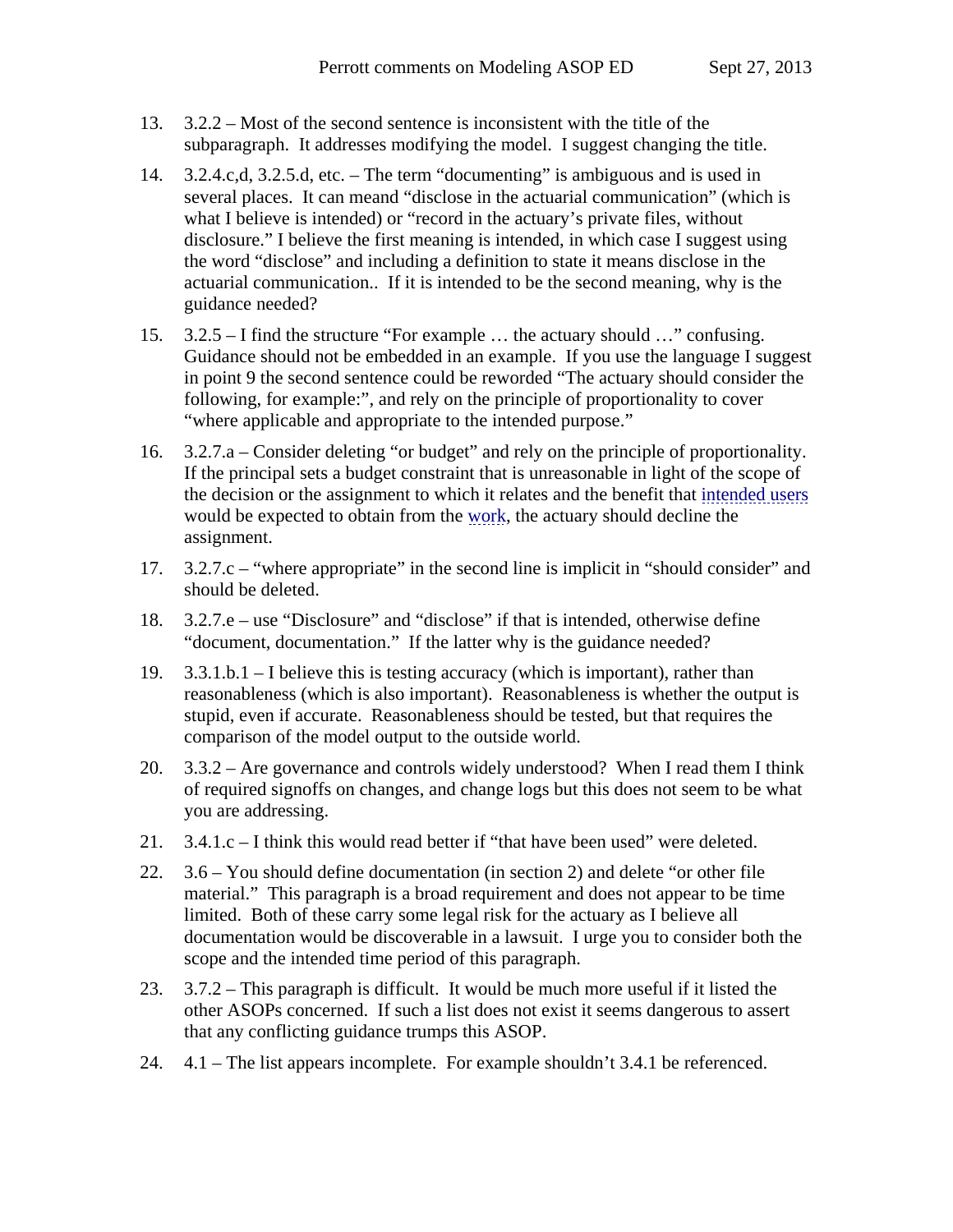13. 3.2.2 – Most of the second sentence is inconsistent with the title of the subparagraph. It addresses modifying the model. I suggest changing the title.

14. 3.2.4.c,d, 3.2.5.d, etc. – The term "documenting" is ambiguous and is used in several places. It can meand "disclose in the actuarial communication" (which is what I believe is intended) or "record in the actuary's private files, without disclosure." I believe the first meaning is intended, in which case I suggest using the word "disclose" and including a definition to state it means disclose in the actuarial communication.. If it is intended to be the second meaning, why is the guidance needed?

15. 3.2.5 – I find the structure "For example … the actuary should …" confusing. Guidance should not be embedded in an example. If you use the language I suggest in point 9 the second sentence could be reworded "The actuary should consider the following, for example:", and rely on the principle of proportionality to cover "where applicable and appropriate to the intended purpose."

16. 3.2.7.a – Consider deleting "or budget" and rely on the principle of proportionality. If the principal sets a budget constraint that is unreasonable in light of the scope of the decision or the assignment to which it relates and the benefit that intended users would be expected to obtain from the work, the actuary should decline the assignment.

17. 3.2.7.c – "where appropriate" in the second line is implicit in "should consider" and should be deleted.

18. 3.2.7.e – use "Disclosure" and "disclose" if that is intended, otherwise define "document, documentation." If the latter why is the guidance needed?

19. 3.3.1.b.1 – I believe this is testing accuracy (which is important), rather than reasonableness (which is also important). Reasonableness is whether the output is stupid, even if accurate. Reasonableness should be tested, but that requires the comparison of the model output to the outside world.

20. 3.3.2 – Are governance and controls widely understood? When I read them I think of required signoffs on changes, and change logs but this does not seem to be what you are addressing.

21. 3.4.1.c – I think this would read better if "that have been used" were deleted.

22. 3.6 – You should define documentation (in section 2) and delete "or other file material." This paragraph is a broad requirement and does not appear to be time limited. Both of these carry some legal risk for the actuary as I believe all documentation would be discoverable in a lawsuit. I urge you to consider both the scope and the intended time period of this paragraph.

23. 3.7.2 – This paragraph is difficult. It would be much more useful if it listed the other ASOPs concerned. If such a list does not exist it seems dangerous to assert that any conflicting guidance trumps this ASOP.

24. 4.1 – The list appears incomplete. For example shouldn't 3.4.1 be referenced.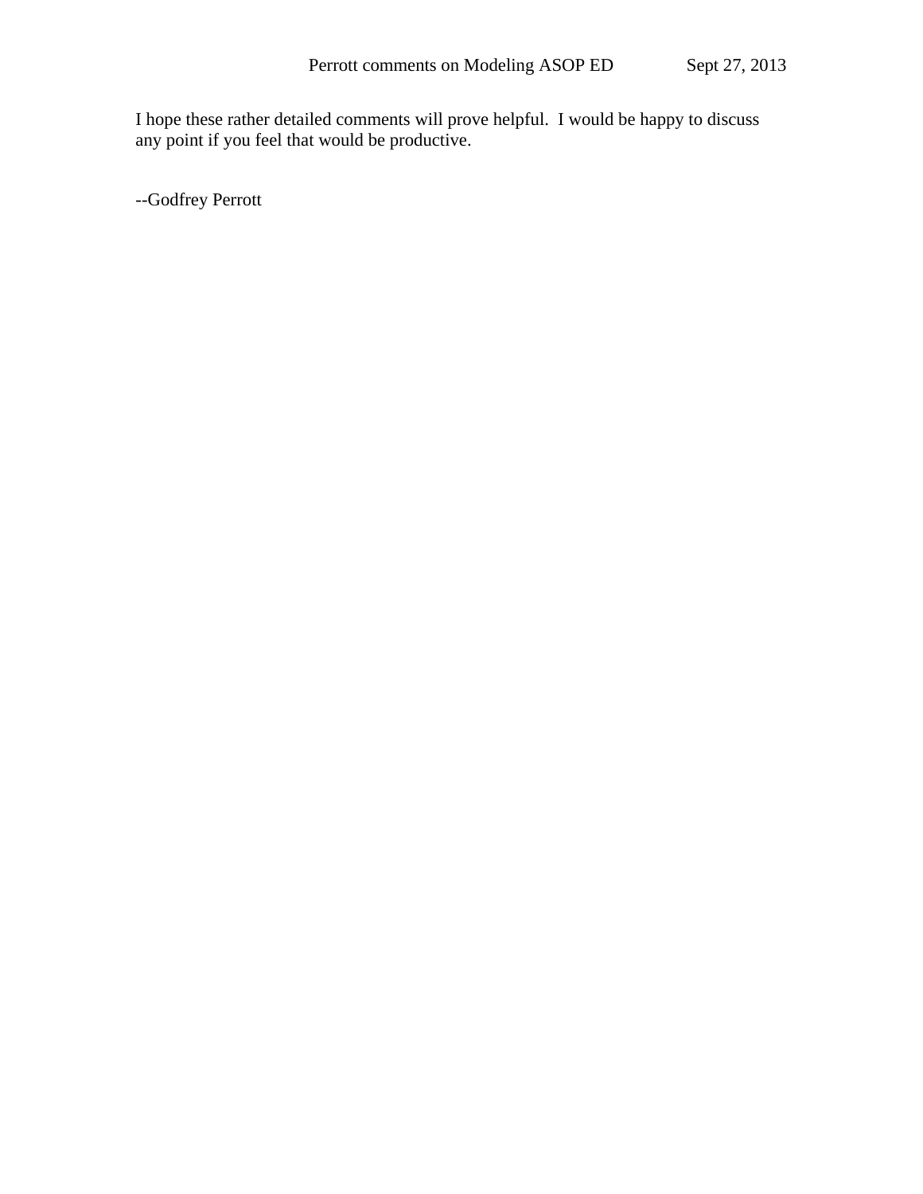I hope these rather detailed comments will prove helpful. I would be happy to discuss any point if you feel that would be productive.

--Godfrey Perrott